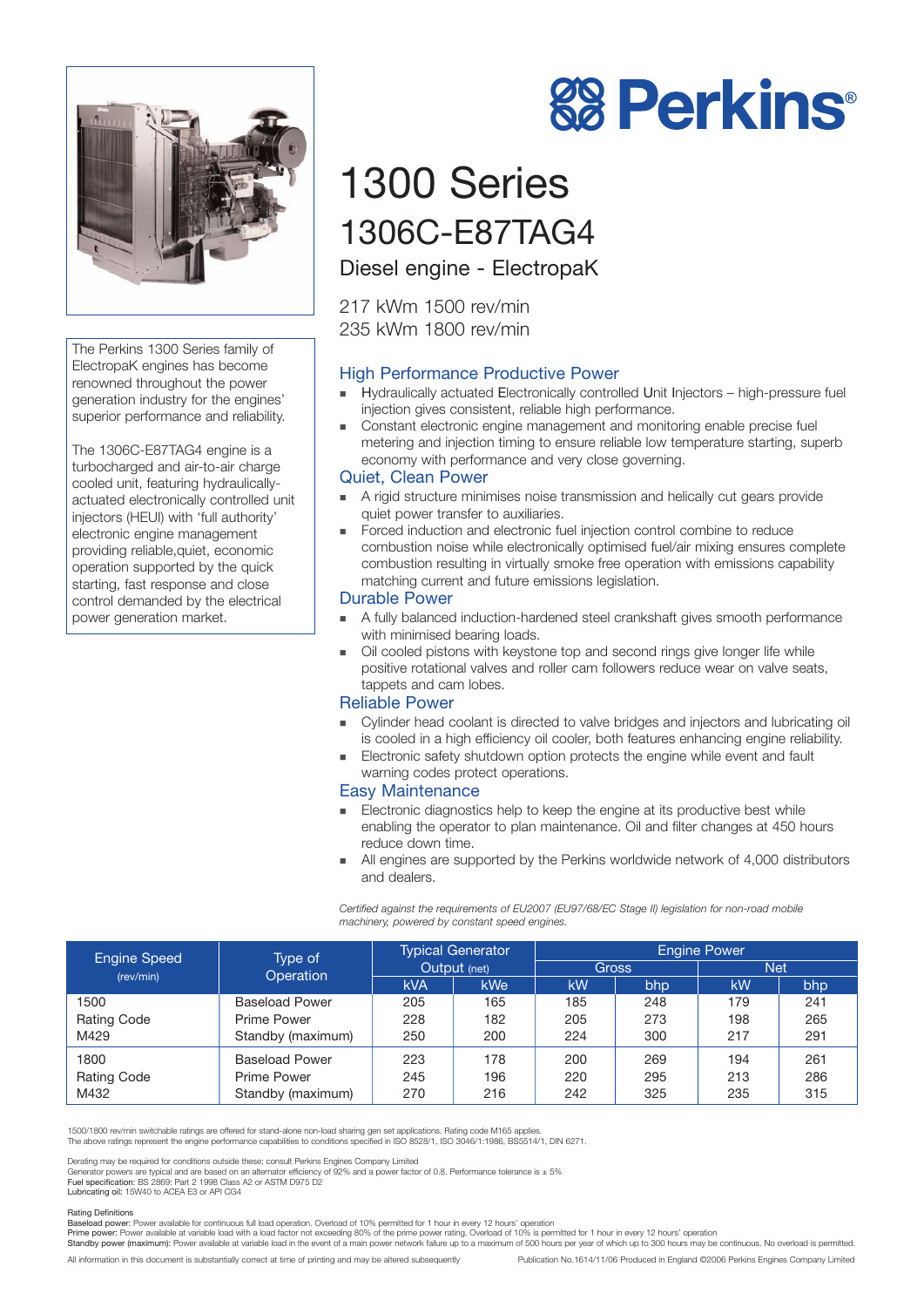# Perkins®

# 1300 Series

## 1306C-E87TAG4

### Diesel engine - ElectropaK

217 kWm 1500 rev/min
235 kWm 1800 rev/min

The Perkins 1300 Series family of ElectropaK engines has become renowned throughout the power generation industry for the engines' superior performance and reliability.

The 1306C-E87TAG4 engine is a turbocharged and air-to-air charge cooled unit, featuring hydraulically-actuated electronically controlled unit injectors (HEUI) with 'full authority' electronic engine management providing reliable,quiet, economic operation supported by the quick starting, fast response and close control demanded by the electrical power generation market.

### High Performance Productive Power

- Hydraulically actuated Electronically controlled Unit Injectors – high-pressure fuel injection gives consistent, reliable high performance.
- Constant electronic engine management and monitoring enable precise fuel metering and injection timing to ensure reliable low temperature starting, superb economy with performance and very close governing.

### Quiet, Clean Power

- A rigid structure minimises noise transmission and helically cut gears provide quiet power transfer to auxiliaries.
- Forced induction and electronic fuel injection control combine to reduce combustion noise while electronically optimised fuel/air mixing ensures complete combustion resulting in virtually smoke free operation with emissions capability matching current and future emissions legislation.

### Durable Power

- A fully balanced induction-hardened steel crankshaft gives smooth performance with minimised bearing loads.
- Oil cooled pistons with keystone top and second rings give longer life while positive rotational valves and roller cam followers reduce wear on valve seats, tappets and cam lobes.

### Reliable Power

- Cylinder head coolant is directed to valve bridges and injectors and lubricating oil is cooled in a high efficiency oil cooler, both features enhancing engine reliability.
- Electronic safety shutdown option protects the engine while event and fault warning codes protect operations.

### Easy Maintenance

- Electronic diagnostics help to keep the engine at its productive best while enabling the operator to plan maintenance. Oil and filter changes at 450 hours reduce down time.
- All engines are supported by the Perkins worldwide network of 4,000 distributors and dealers.

*Certified against the requirements of EU2007 (EU97/68/EC Stage II) legislation for non-road mobile machinery, powered by constant speed engines.*

| Engine Speed (rev/min) | Type of Operation | Typical Generator Output (net) | | Engine Power | | | |
|---|---|---|---|---|---|---|---|
| | | | | Gross | | Net | |
| | | kVA | kWe | kW | bhp | kW | bhp |
| 1500 | Baseload Power | 205 | 165 | 185 | 248 | 179 | 241 |
| Rating Code | Prime Power | 228 | 182 | 205 | 273 | 198 | 265 |
| M429 | Standby (maximum) | 250 | 200 | 224 | 300 | 217 | 291 |
| 1800 | Baseload Power | 223 | 178 | 200 | 269 | 194 | 261 |
| Rating Code | Prime Power | 245 | 196 | 220 | 295 | 213 | 286 |
| M432 | Standby (maximum) | 270 | 216 | 242 | 325 | 235 | 315 |

1500/1800 rev/min switchable ratings are offered for stand-alone non-load sharing gen set applications. Rating code M165 applies.
The above ratings represent the engine performance capabilities to conditions specified in ISO 8528/1, ISO 3046/1:1986, BS5514/1, DIN 6271.

Derating may be required for conditions outside these; consult Perkins Engines Company Limited
Generator powers are typical and are based on an alternator efficiency of 92% and a power factor of 0.8. Performance tolerance is ± 5%
**Fuel specification:** BS 2869: Part 2 1998 Class A2 or ASTM D975 D2
**Lubricating oil:** 15W40 to ACEA E3 or API CG4

Rating Definitions
**Baseload power:** Power available for continuous full load operation. Overload of 10% permitted for 1 hour in every 12 hours' operation
**Prime power:** Power available at variable load with a load factor not exceeding 80% of the prime power rating. Overload of 10% is permitted for 1 hour in every 12 hours' operation
**Standby power (maximum):** Power available at variable load in the event of a main power network failure up to a maximum of 500 hours per year of which up to 300 hours may be continuous. No overload is permitted.

All information in this document is substantially correct at time of printing and may be altered subsequently

Publication No.1614/11/06 Produced in England ©2006 Perkins Engines Company Limited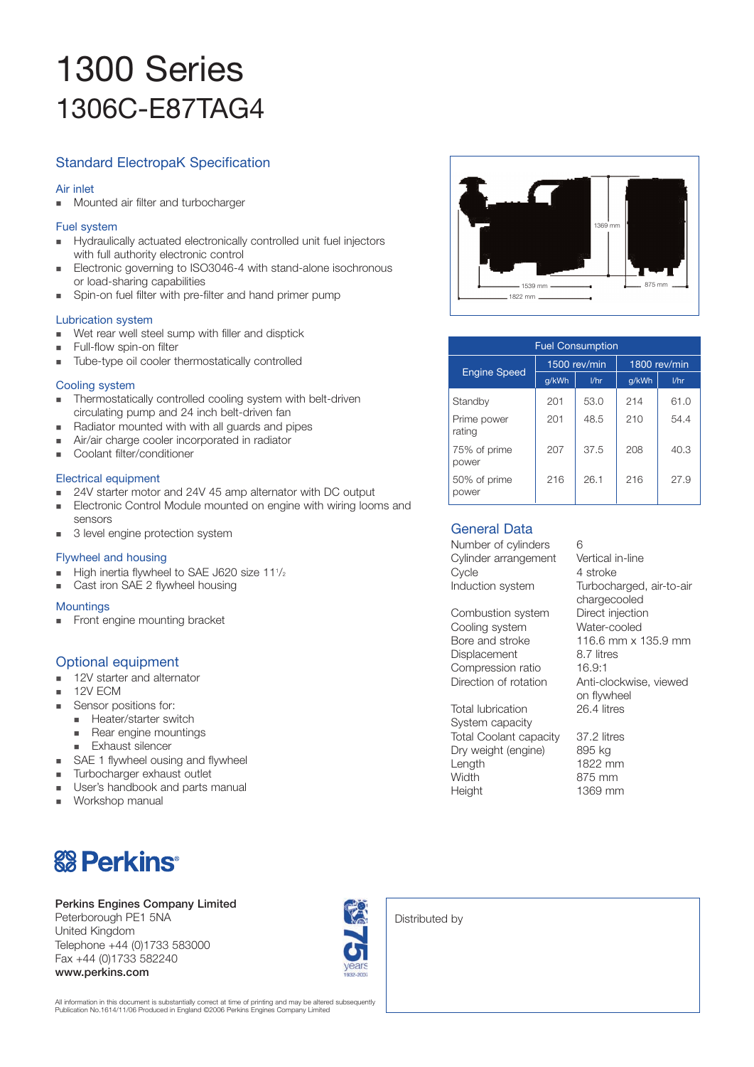# 1300 Series
## 1306C-E87TAG4

### Standard ElectropaK Specification

**Air inlet**
- Mounted air filter and turbocharger

**Fuel system**
- Hydraulically actuated electronically controlled unit fuel injectors with full authority electronic control
- Electronic governing to ISO3046-4 with stand-alone isochronous or load-sharing capabilities
- Spin-on fuel filter with pre-filter and hand primer pump

**Lubrication system**
- Wet rear well steel sump with filler and dipstick
- Full-flow spin-on filter
- Tube-type oil cooler thermostatically controlled

**Cooling system**
- Thermostatically controlled cooling system with belt-driven circulating pump and 24 inch belt-driven fan
- Radiator mounted with with all guards and pipes
- Air/air charge cooler incorporated in radiator
- Coolant filter/conditioner

**Electrical equipment**
- 24V starter motor and 24V 45 amp alternator with DC output
- Electronic Control Module mounted on engine with wiring looms and sensors
- 3 level engine protection system

**Flywheel and housing**
- High inertia flywheel to SAE J620 size 11½
- Cast iron SAE 2 flywheel housing

**Mountings**
- Front engine mounting bracket

### Optional equipment
- 12V starter and alternator
- 12V ECM
- Sensor positions for:
  - Heater/starter switch
  - Rear engine mountings
  - Exhaust silencer
- SAE 1 flywheel ousing and flywheel
- Turbocharger exhaust outlet
- User's handbook and parts manual
- Workshop manual

1369 mm
1539 mm
1822 mm
875 mm

| Fuel Consumption | | | | |
|---|---|---|---|---|
| Engine Speed | 1500 rev/min | | 1800 rev/min | |
| | g/kWh | l/hr | g/kWh | l/hr |
| Standby | 201 | 53.0 | 214 | 61.0 |
| Prime power rating | 201 | 48.5 | 210 | 54.4 |
| 75% of prime power | 207 | 37.5 | 208 | 40.3 |
| 50% of prime power | 216 | 26.1 | 216 | 27.9 |

### General Data

| | |
|---|---|
| Number of cylinders | 6 |
| Cylinder arrangement | Vertical in-line |
| Cycle | 4 stroke |
| Induction system | Turbocharged, air-to-air chargecooled |
| Combustion system | Direct injection |
| Cooling system | Water-cooled |
| Bore and stroke | 116.6 mm x 135.9 mm |
| Displacement | 8.7 litres |
| Compression ratio | 16.9:1 |
| Direction of rotation | Anti-clockwise, viewed on flywheel |
| Total lubrication System capacity | 26.4 litres |
| Total Coolant capacity | 37.2 litres |
| Dry weight (engine) | 895 kg |
| Length | 1822 mm |
| Width | 875 mm |
| Height | 1369 mm |

**Perkins**

**Perkins Engines Company Limited**
Peterborough PE1 5NA
United Kingdom
Telephone +44 (0)1733 583000
Fax +44 (0)1733 582240
**www.perkins.com**

75 years 1932-2007

Distributed by

All information in this document is substantially correct at time of printing and may be altered subsequently
Publication No.1614/11/06 Produced in England ©2006 Perkins Engines Company Limited